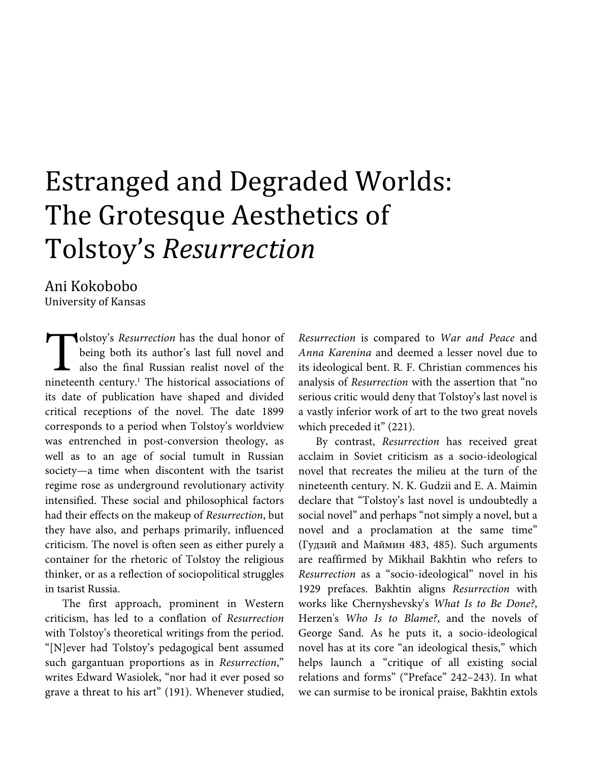# Estranged and Degraded Worlds: The Grotesque Aesthetics of Tolstoy's *Resurrection*

Ani Kokobobo
University of Kansas

Tolstoy's *Resurrection* has the dual honor of being both its author's last full novel and also the final Russian realist novel of the nineteenth century.[1] The historical associations of its date of publication have shaped and divided critical receptions of the novel. The date 1899 corresponds to a period when Tolstoy's worldview was entrenched in post-conversion theology, as well as to an age of social tumult in Russian society—a time when discontent with the tsarist regime rose as underground revolutionary activity intensified. These social and philosophical factors had their effects on the makeup of *Resurrection*, but they have also, and perhaps primarily, influenced criticism. The novel is often seen as either purely a container for the rhetoric of Tolstoy the religious thinker, or as a reflection of sociopolitical struggles in tsarist Russia.

The first approach, prominent in Western criticism, has led to a conflation of *Resurrection* with Tolstoy's theoretical writings from the period. "[N]ever had Tolstoy's pedagogical bent assumed such gargantuan proportions as in *Resurrection*," writes Edward Wasiolek, "nor had it ever posed so grave a threat to his art" (191). Whenever studied, *Resurrection* is compared to *War and Peace* and *Anna Karenina* and deemed a lesser novel due to its ideological bent. R. F. Christian commences his analysis of *Resurrection* with the assertion that "no serious critic would deny that Tolstoy's last novel is a vastly inferior work of art to the two great novels which preceded it" (221).

By contrast, *Resurrection* has received great acclaim in Soviet criticism as a socio-ideological novel that recreates the milieu at the turn of the nineteenth century. N. K. Gudzii and E. A. Maimin declare that "Tolstoy's last novel is undoubtedly a social novel" and perhaps "not simply a novel, but a novel and a proclamation at the same time" (Гудзий and Маймин 483, 485). Such arguments are reaffirmed by Mikhail Bakhtin who refers to *Resurrection* as a "socio-ideological" novel in his 1929 prefaces. Bakhtin aligns *Resurrection* with works like Chernyshevsky's *What Is to Be Done?*, Herzen's *Who Is to Blame?*, and the novels of George Sand. As he puts it, a socio-ideological novel has at its core "an ideological thesis," which helps launch a "critique of all existing social relations and forms" ("Preface" 242–243). In what we can surmise to be ironical praise, Bakhtin extols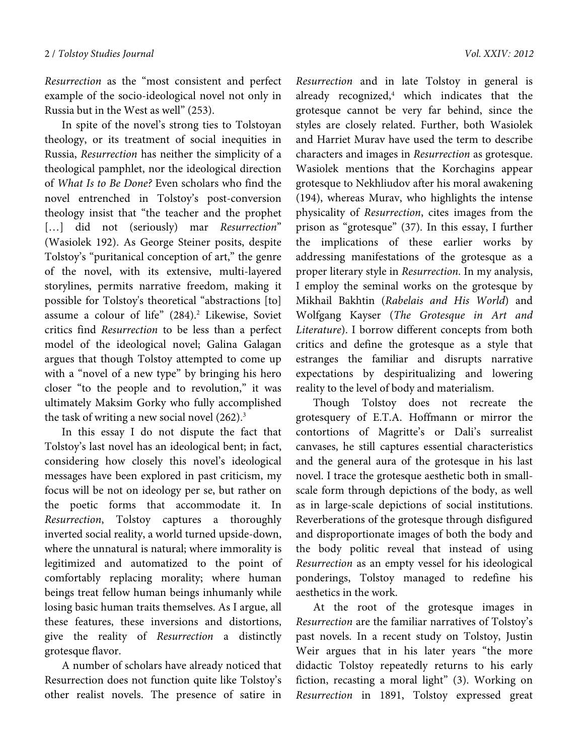*Resurrection* as the "most consistent and perfect example of the socio-ideological novel not only in Russia but in the West as well" (253).

In spite of the novel's strong ties to Tolstoyan theology, or its treatment of social inequities in Russia, *Resurrection* has neither the simplicity of a theological pamphlet, nor the ideological direction of *What Is to Be Done?* Even scholars who find the novel entrenched in Tolstoy's post-conversion theology insist that "the teacher and the prophet […] did not (seriously) mar *Resurrection*" (Wasiolek 192). As George Steiner posits, despite Tolstoy's "puritanical conception of art," the genre of the novel, with its extensive, multi-layered storylines, permits narrative freedom, making it possible for Tolstoy's theoretical "abstractions [to] assume a colour of life" (284).[2] Likewise, Soviet critics find *Resurrection* to be less than a perfect model of the ideological novel; Galina Galagan argues that though Tolstoy attempted to come up with a "novel of a new type" by bringing his hero closer "to the people and to revolution," it was ultimately Maksim Gorky who fully accomplished the task of writing a new social novel (262).[3]

In this essay I do not dispute the fact that Tolstoy's last novel has an ideological bent; in fact, considering how closely this novel's ideological messages have been explored in past criticism, my focus will be not on ideology per se, but rather on the poetic forms that accommodate it. In *Resurrection*, Tolstoy captures a thoroughly inverted social reality, a world turned upside-down, where the unnatural is natural; where immorality is legitimized and automatized to the point of comfortably replacing morality; where human beings treat fellow human beings inhumanly while losing basic human traits themselves. As I argue, all these features, these inversions and distortions, give the reality of *Resurrection* a distinctly grotesque flavor.

A number of scholars have already noticed that Resurrection does not function quite like Tolstoy's other realist novels. The presence of satire in *Resurrection* and in late Tolstoy in general is already recognized,[4] which indicates that the grotesque cannot be very far behind, since the styles are closely related. Further, both Wasiolek and Harriet Murav have used the term to describe characters and images in *Resurrection* as grotesque. Wasiolek mentions that the Korchagins appear grotesque to Nekhliudov after his moral awakening (194), whereas Murav, who highlights the intense physicality of *Resurrection*, cites images from the prison as "grotesque" (37). In this essay, I further the implications of these earlier works by addressing manifestations of the grotesque as a proper literary style in *Resurrection*. In my analysis, I employ the seminal works on the grotesque by Mikhail Bakhtin (*Rabelais and His World*) and Wolfgang Kayser (*The Grotesque in Art and Literature*). I borrow different concepts from both critics and define the grotesque as a style that estranges the familiar and disrupts narrative expectations by despiritualizing and lowering reality to the level of body and materialism.

Though Tolstoy does not recreate the grotesquery of E.T.A. Hoffmann or mirror the contortions of Magritte's or Dali's surrealist canvases, he still captures essential characteristics and the general aura of the grotesque in his last novel. I trace the grotesque aesthetic both in small-scale form through depictions of the body, as well as in large-scale depictions of social institutions. Reverberations of the grotesque through disfigured and disproportionate images of both the body and the body politic reveal that instead of using *Resurrection* as an empty vessel for his ideological ponderings, Tolstoy managed to redefine his aesthetics in the work.

At the root of the grotesque images in *Resurrection* are the familiar narratives of Tolstoy's past novels. In a recent study on Tolstoy, Justin Weir argues that in his later years "the more didactic Tolstoy repeatedly returns to his early fiction, recasting a moral light" (3). Working on *Resurrection* in 1891, Tolstoy expressed great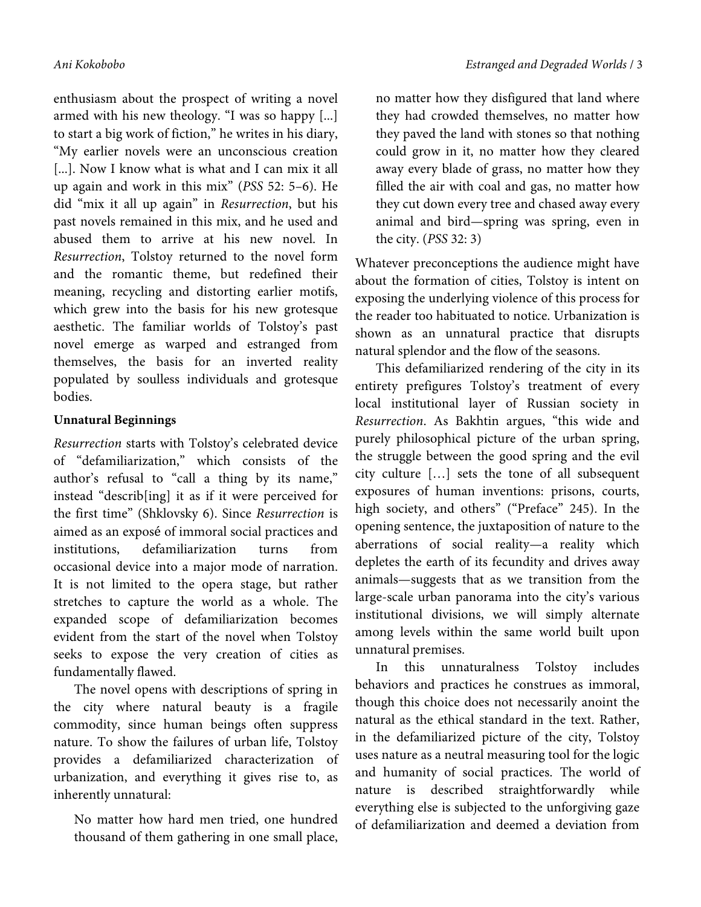enthusiasm about the prospect of writing a novel armed with his new theology. "I was so happy [...] to start a big work of fiction," he writes in his diary, "My earlier novels were an unconscious creation [...]. Now I know what is what and I can mix it all up again and work in this mix" (*PSS* 52: 5–6). He did "mix it all up again" in *Resurrection*, but his past novels remained in this mix, and he used and abused them to arrive at his new novel. In *Resurrection*, Tolstoy returned to the novel form and the romantic theme, but redefined their meaning, recycling and distorting earlier motifs, which grew into the basis for his new grotesque aesthetic. The familiar worlds of Tolstoy's past novel emerge as warped and estranged from themselves, the basis for an inverted reality populated by soulless individuals and grotesque bodies.

**Unnatural Beginnings**

*Resurrection* starts with Tolstoy's celebrated device of "defamiliarization," which consists of the author's refusal to "call a thing by its name," instead "describ[ing] it as if it were perceived for the first time" (Shklovsky 6). Since *Resurrection* is aimed as an exposé of immoral social practices and institutions, defamiliarization turns from occasional device into a major mode of narration. It is not limited to the opera stage, but rather stretches to capture the world as a whole. The expanded scope of defamiliarization becomes evident from the start of the novel when Tolstoy seeks to expose the very creation of cities as fundamentally flawed.

The novel opens with descriptions of spring in the city where natural beauty is a fragile commodity, since human beings often suppress nature. To show the failures of urban life, Tolstoy provides a defamiliarized characterization of urbanization, and everything it gives rise to, as inherently unnatural:

> No matter how hard men tried, one hundred thousand of them gathering in one small place, no matter how they disfigured that land where they had crowded themselves, no matter how they paved the land with stones so that nothing could grow in it, no matter how they cleared away every blade of grass, no matter how they filled the air with coal and gas, no matter how they cut down every tree and chased away every animal and bird—spring was spring, even in the city. (*PSS* 32: 3)

Whatever preconceptions the audience might have about the formation of cities, Tolstoy is intent on exposing the underlying violence of this process for the reader too habituated to notice. Urbanization is shown as an unnatural practice that disrupts natural splendor and the flow of the seasons.

This defamiliarized rendering of the city in its entirety prefigures Tolstoy's treatment of every local institutional layer of Russian society in *Resurrection*. As Bakhtin argues, "this wide and purely philosophical picture of the urban spring, the struggle between the good spring and the evil city culture […] sets the tone of all subsequent exposures of human inventions: prisons, courts, high society, and others" ("Preface" 245). In the opening sentence, the juxtaposition of nature to the aberrations of social reality—a reality which depletes the earth of its fecundity and drives away animals—suggests that as we transition from the large-scale urban panorama into the city's various institutional divisions, we will simply alternate among levels within the same world built upon unnatural premises.

In this unnaturalness Tolstoy includes behaviors and practices he construes as immoral, though this choice does not necessarily anoint the natural as the ethical standard in the text. Rather, in the defamiliarized picture of the city, Tolstoy uses nature as a neutral measuring tool for the logic and humanity of social practices. The world of nature is described straightforwardly while everything else is subjected to the unforgiving gaze of defamiliarization and deemed a deviation from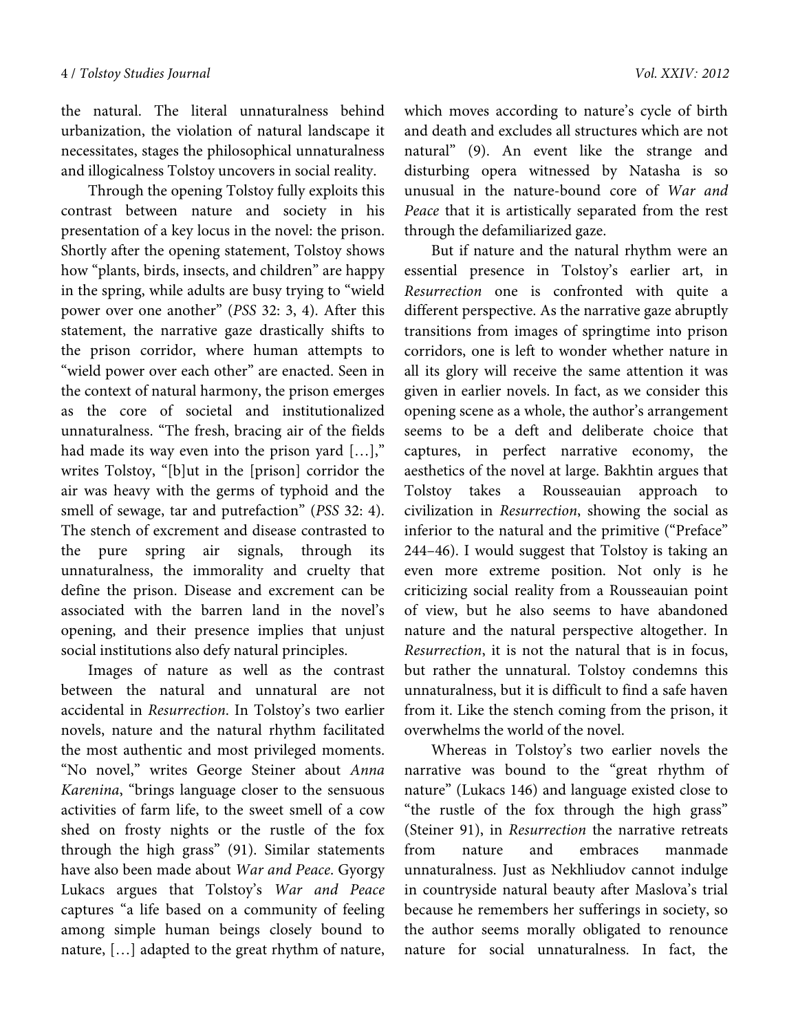the natural. The literal unnaturalness behind urbanization, the violation of natural landscape it necessitates, stages the philosophical unnaturalness and illogicalness Tolstoy uncovers in social reality.

Through the opening Tolstoy fully exploits this contrast between nature and society in his presentation of a key locus in the novel: the prison. Shortly after the opening statement, Tolstoy shows how "plants, birds, insects, and children" are happy in the spring, while adults are busy trying to "wield power over one another" (*PSS* 32: 3, 4). After this statement, the narrative gaze drastically shifts to the prison corridor, where human attempts to "wield power over each other" are enacted. Seen in the context of natural harmony, the prison emerges as the core of societal and institutionalized unnaturalness. "The fresh, bracing air of the fields had made its way even into the prison yard […]," writes Tolstoy, "[b]ut in the [prison] corridor the air was heavy with the germs of typhoid and the smell of sewage, tar and putrefaction" (*PSS* 32: 4). The stench of excrement and disease contrasted to the pure spring air signals, through its unnaturalness, the immorality and cruelty that define the prison. Disease and excrement can be associated with the barren land in the novel's opening, and their presence implies that unjust social institutions also defy natural principles.

Images of nature as well as the contrast between the natural and unnatural are not accidental in *Resurrection*. In Tolstoy's two earlier novels, nature and the natural rhythm facilitated the most authentic and most privileged moments. "No novel," writes George Steiner about *Anna Karenina*, "brings language closer to the sensuous activities of farm life, to the sweet smell of a cow shed on frosty nights or the rustle of the fox through the high grass" (91). Similar statements have also been made about *War and Peace*. Gyorgy Lukacs argues that Tolstoy's *War and Peace* captures "a life based on a community of feeling among simple human beings closely bound to nature, […] adapted to the great rhythm of nature, which moves according to nature's cycle of birth and death and excludes all structures which are not natural" (9). An event like the strange and disturbing opera witnessed by Natasha is so unusual in the nature-bound core of *War and Peace* that it is artistically separated from the rest through the defamiliarized gaze.

But if nature and the natural rhythm were an essential presence in Tolstoy's earlier art, in *Resurrection* one is confronted with quite a different perspective. As the narrative gaze abruptly transitions from images of springtime into prison corridors, one is left to wonder whether nature in all its glory will receive the same attention it was given in earlier novels. In fact, as we consider this opening scene as a whole, the author's arrangement seems to be a deft and deliberate choice that captures, in perfect narrative economy, the aesthetics of the novel at large. Bakhtin argues that Tolstoy takes a Rousseauian approach to civilization in *Resurrection*, showing the social as inferior to the natural and the primitive ("Preface" 244–46). I would suggest that Tolstoy is taking an even more extreme position. Not only is he criticizing social reality from a Rousseauian point of view, but he also seems to have abandoned nature and the natural perspective altogether. In *Resurrection*, it is not the natural that is in focus, but rather the unnatural. Tolstoy condemns this unnaturalness, but it is difficult to find a safe haven from it. Like the stench coming from the prison, it overwhelms the world of the novel.

Whereas in Tolstoy's two earlier novels the narrative was bound to the "great rhythm of nature" (Lukacs 146) and language existed close to "the rustle of the fox through the high grass" (Steiner 91), in *Resurrection* the narrative retreats from nature and embraces manmade unnaturalness. Just as Nekhliudov cannot indulge in countryside natural beauty after Maslova's trial because he remembers her sufferings in society, so the author seems morally obligated to renounce nature for social unnaturalness. In fact, the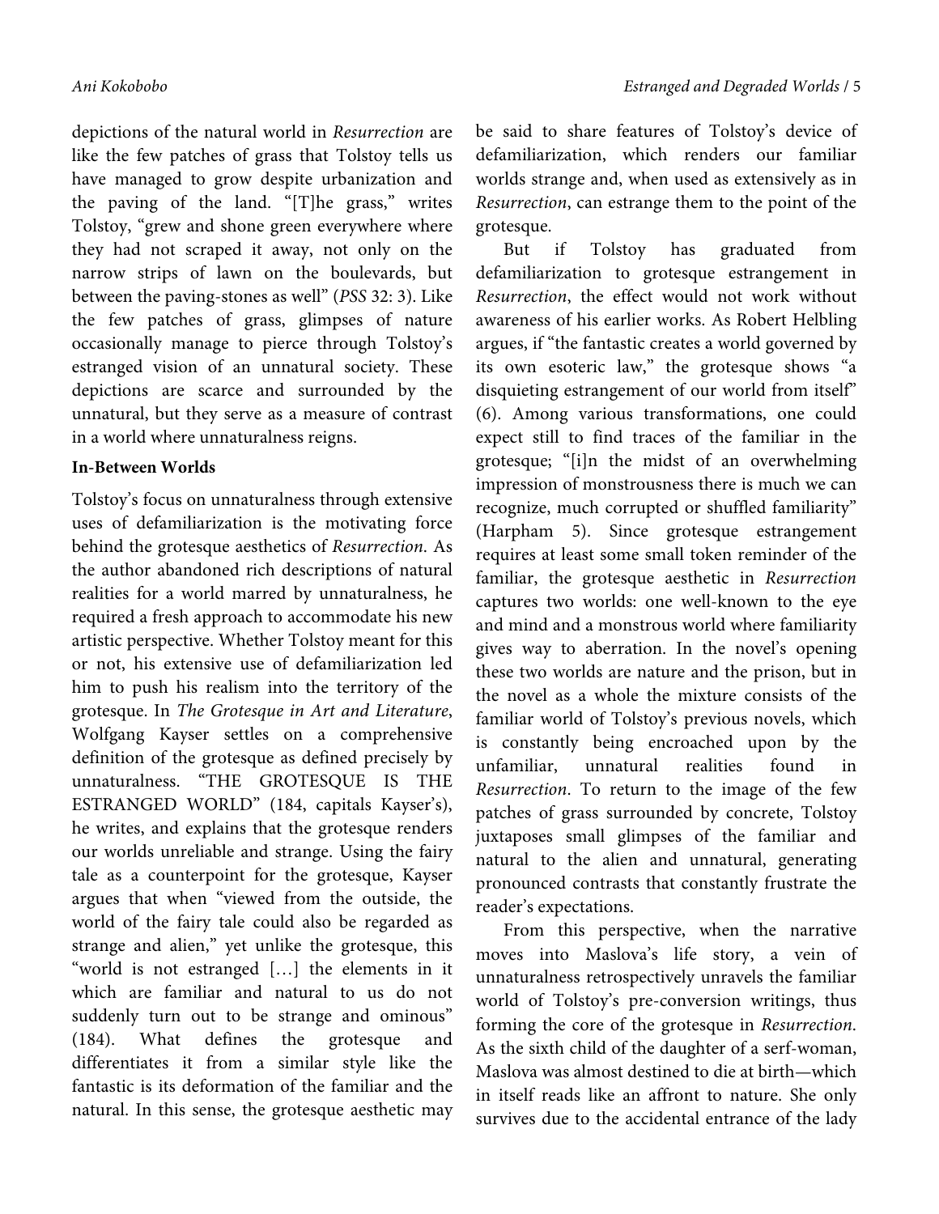depictions of the natural world in *Resurrection* are like the few patches of grass that Tolstoy tells us have managed to grow despite urbanization and the paving of the land. "[T]he grass," writes Tolstoy, "grew and shone green everywhere where they had not scraped it away, not only on the narrow strips of lawn on the boulevards, but between the paving-stones as well" (*PSS* 32: 3). Like the few patches of grass, glimpses of nature occasionally manage to pierce through Tolstoy's estranged vision of an unnatural society. These depictions are scarce and surrounded by the unnatural, but they serve as a measure of contrast in a world where unnaturalness reigns.

**In-Between Worlds**

Tolstoy's focus on unnaturalness through extensive uses of defamiliarization is the motivating force behind the grotesque aesthetics of *Resurrection*. As the author abandoned rich descriptions of natural realities for a world marred by unnaturalness, he required a fresh approach to accommodate his new artistic perspective. Whether Tolstoy meant for this or not, his extensive use of defamiliarization led him to push his realism into the territory of the grotesque. In *The Grotesque in Art and Literature*, Wolfgang Kayser settles on a comprehensive definition of the grotesque as defined precisely by unnaturalness. "THE GROTESQUE IS THE ESTRANGED WORLD" (184, capitals Kayser's), he writes, and explains that the grotesque renders our worlds unreliable and strange. Using the fairy tale as a counterpoint for the grotesque, Kayser argues that when "viewed from the outside, the world of the fairy tale could also be regarded as strange and alien," yet unlike the grotesque, this "world is not estranged […] the elements in it which are familiar and natural to us do not suddenly turn out to be strange and ominous" (184). What defines the grotesque and differentiates it from a similar style like the fantastic is its deformation of the familiar and the natural. In this sense, the grotesque aesthetic may be said to share features of Tolstoy's device of defamiliarization, which renders our familiar worlds strange and, when used as extensively as in *Resurrection*, can estrange them to the point of the grotesque.

But if Tolstoy has graduated from defamiliarization to grotesque estrangement in *Resurrection*, the effect would not work without awareness of his earlier works. As Robert Helbling argues, if "the fantastic creates a world governed by its own esoteric law," the grotesque shows "a disquieting estrangement of our world from itself" (6). Among various transformations, one could expect still to find traces of the familiar in the grotesque; "[i]n the midst of an overwhelming impression of monstrousness there is much we can recognize, much corrupted or shuffled familiarity" (Harpham 5). Since grotesque estrangement requires at least some small token reminder of the familiar, the grotesque aesthetic in *Resurrection* captures two worlds: one well-known to the eye and mind and a monstrous world where familiarity gives way to aberration. In the novel's opening these two worlds are nature and the prison, but in the novel as a whole the mixture consists of the familiar world of Tolstoy's previous novels, which is constantly being encroached upon by the unfamiliar, unnatural realities found in *Resurrection*. To return to the image of the few patches of grass surrounded by concrete, Tolstoy juxtaposes small glimpses of the familiar and natural to the alien and unnatural, generating pronounced contrasts that constantly frustrate the reader's expectations.

From this perspective, when the narrative moves into Maslova's life story, a vein of unnaturalness retrospectively unravels the familiar world of Tolstoy's pre-conversion writings, thus forming the core of the grotesque in *Resurrection*. As the sixth child of the daughter of a serf-woman, Maslova was almost destined to die at birth—which in itself reads like an affront to nature. She only survives due to the accidental entrance of the lady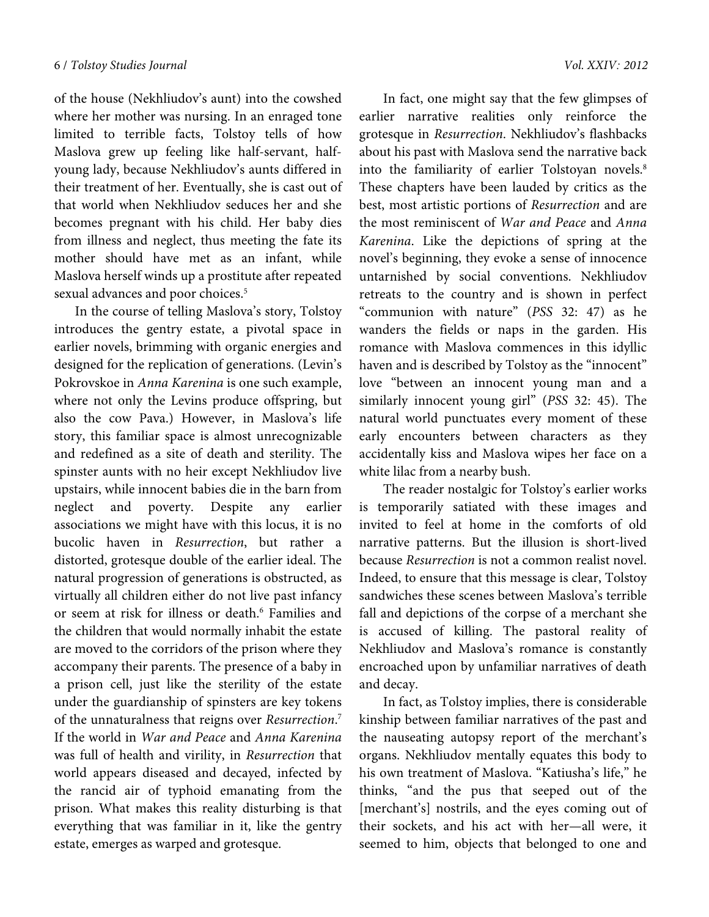of the house (Nekhliudov's aunt) into the cowshed where her mother was nursing. In an enraged tone limited to terrible facts, Tolstoy tells of how Maslova grew up feeling like half-servant, half-young lady, because Nekhliudov's aunts differed in their treatment of her. Eventually, she is cast out of that world when Nekhliudov seduces her and she becomes pregnant with his child. Her baby dies from illness and neglect, thus meeting the fate its mother should have met as an infant, while Maslova herself winds up a prostitute after repeated sexual advances and poor choices.[5]

In the course of telling Maslova's story, Tolstoy introduces the gentry estate, a pivotal space in earlier novels, brimming with organic energies and designed for the replication of generations. (Levin's Pokrovskoe in *Anna Karenina* is one such example, where not only the Levins produce offspring, but also the cow Pava.) However, in Maslova's life story, this familiar space is almost unrecognizable and redefined as a site of death and sterility. The spinster aunts with no heir except Nekhliudov live upstairs, while innocent babies die in the barn from neglect and poverty. Despite any earlier associations we might have with this locus, it is no bucolic haven in *Resurrection*, but rather a distorted, grotesque double of the earlier ideal. The natural progression of generations is obstructed, as virtually all children either do not live past infancy or seem at risk for illness or death.[6] Families and the children that would normally inhabit the estate are moved to the corridors of the prison where they accompany their parents. The presence of a baby in a prison cell, just like the sterility of the estate under the guardianship of spinsters are key tokens of the unnaturalness that reigns over *Resurrection*.[7] If the world in *War and Peace* and *Anna Karenina* was full of health and virility, in *Resurrection* that world appears diseased and decayed, infected by the rancid air of typhoid emanating from the prison. What makes this reality disturbing is that everything that was familiar in it, like the gentry estate, emerges as warped and grotesque.

In fact, one might say that the few glimpses of earlier narrative realities only reinforce the grotesque in *Resurrection*. Nekhliudov's flashbacks about his past with Maslova send the narrative back into the familiarity of earlier Tolstoyan novels.[8] These chapters have been lauded by critics as the best, most artistic portions of *Resurrection* and are the most reminiscent of *War and Peace* and *Anna Karenina*. Like the depictions of spring at the novel's beginning, they evoke a sense of innocence untarnished by social conventions. Nekhliudov retreats to the country and is shown in perfect "communion with nature" (*PSS* 32: 47) as he wanders the fields or naps in the garden. His romance with Maslova commences in this idyllic haven and is described by Tolstoy as the "innocent" love "between an innocent young man and a similarly innocent young girl" (*PSS* 32: 45). The natural world punctuates every moment of these early encounters between characters as they accidentally kiss and Maslova wipes her face on a white lilac from a nearby bush.

The reader nostalgic for Tolstoy's earlier works is temporarily satiated with these images and invited to feel at home in the comforts of old narrative patterns. But the illusion is short-lived because *Resurrection* is not a common realist novel. Indeed, to ensure that this message is clear, Tolstoy sandwiches these scenes between Maslova's terrible fall and depictions of the corpse of a merchant she is accused of killing. The pastoral reality of Nekhliudov and Maslova's romance is constantly encroached upon by unfamiliar narratives of death and decay.

In fact, as Tolstoy implies, there is considerable kinship between familiar narratives of the past and the nauseating autopsy report of the merchant's organs. Nekhliudov mentally equates this body to his own treatment of Maslova. "Katiusha's life," he thinks, "and the pus that seeped out of the [merchant's] nostrils, and the eyes coming out of their sockets, and his act with her—all were, it seemed to him, objects that belonged to one and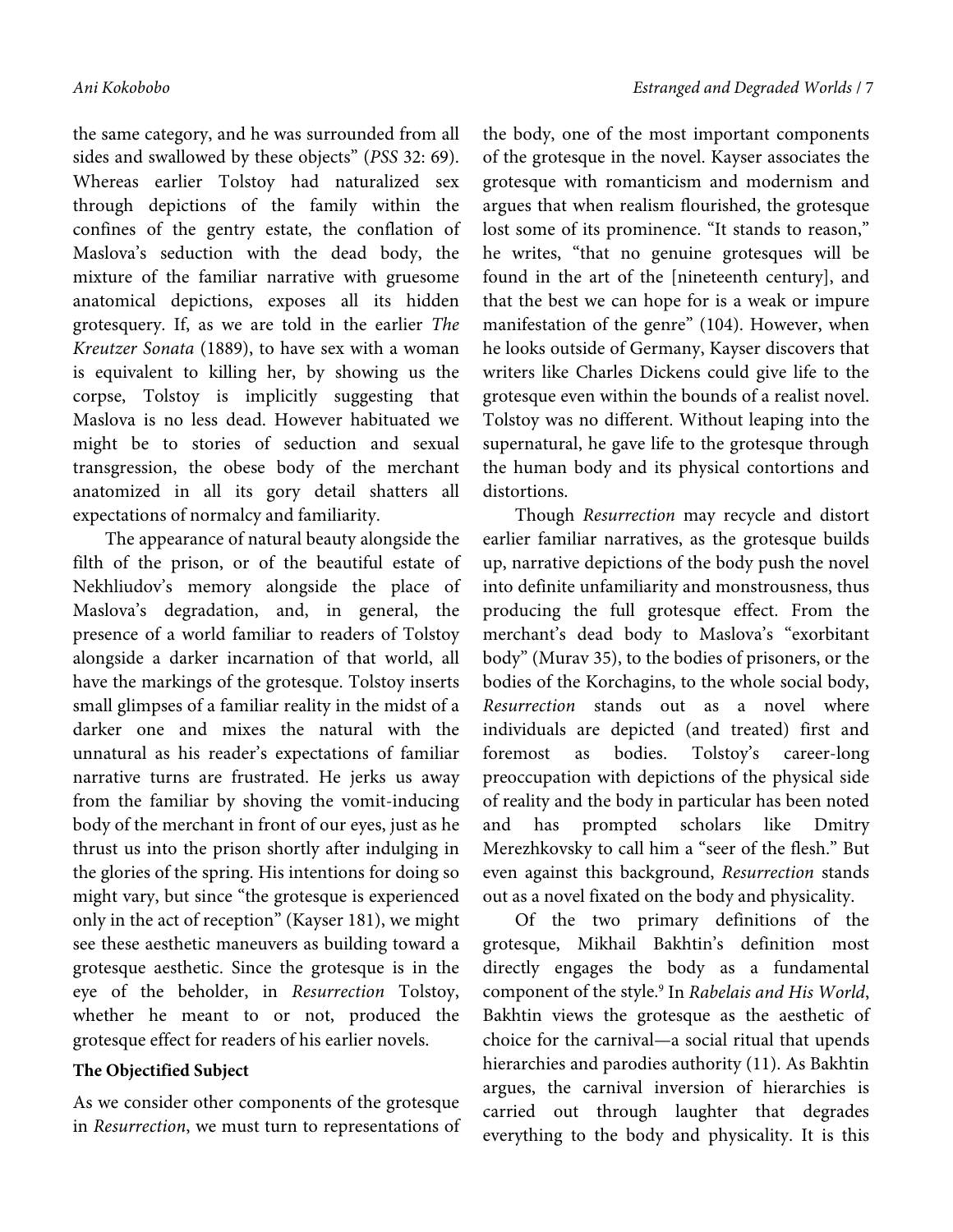the same category, and he was surrounded from all sides and swallowed by these objects" (*PSS* 32: 69). Whereas earlier Tolstoy had naturalized sex through depictions of the family within the confines of the gentry estate, the conflation of Maslova's seduction with the dead body, the mixture of the familiar narrative with gruesome anatomical depictions, exposes all its hidden grotesquery. If, as we are told in the earlier *The Kreutzer Sonata* (1889), to have sex with a woman is equivalent to killing her, by showing us the corpse, Tolstoy is implicitly suggesting that Maslova is no less dead. However habituated we might be to stories of seduction and sexual transgression, the obese body of the merchant anatomized in all its gory detail shatters all expectations of normalcy and familiarity.

The appearance of natural beauty alongside the filth of the prison, or of the beautiful estate of Nekhliudov's memory alongside the place of Maslova's degradation, and, in general, the presence of a world familiar to readers of Tolstoy alongside a darker incarnation of that world, all have the markings of the grotesque. Tolstoy inserts small glimpses of a familiar reality in the midst of a darker one and mixes the natural with the unnatural as his reader's expectations of familiar narrative turns are frustrated. He jerks us away from the familiar by shoving the vomit-inducing body of the merchant in front of our eyes, just as he thrust us into the prison shortly after indulging in the glories of the spring. His intentions for doing so might vary, but since "the grotesque is experienced only in the act of reception" (Kayser 181), we might see these aesthetic maneuvers as building toward a grotesque aesthetic. Since the grotesque is in the eye of the beholder, in *Resurrection* Tolstoy, whether he meant to or not, produced the grotesque effect for readers of his earlier novels.

### The Objectified Subject

As we consider other components of the grotesque in *Resurrection*, we must turn to representations of the body, one of the most important components of the grotesque in the novel. Kayser associates the grotesque with romanticism and modernism and argues that when realism flourished, the grotesque lost some of its prominence. "It stands to reason," he writes, "that no genuine grotesques will be found in the art of the [nineteenth century], and that the best we can hope for is a weak or impure manifestation of the genre" (104). However, when he looks outside of Germany, Kayser discovers that writers like Charles Dickens could give life to the grotesque even within the bounds of a realist novel. Tolstoy was no different. Without leaping into the supernatural, he gave life to the grotesque through the human body and its physical contortions and distortions.

Though *Resurrection* may recycle and distort earlier familiar narratives, as the grotesque builds up, narrative depictions of the body push the novel into definite unfamiliarity and monstrousness, thus producing the full grotesque effect. From the merchant's dead body to Maslova's "exorbitant body" (Murav 35), to the bodies of prisoners, or the bodies of the Korchagins, to the whole social body, *Resurrection* stands out as a novel where individuals are depicted (and treated) first and foremost as bodies. Tolstoy's career-long preoccupation with depictions of the physical side of reality and the body in particular has been noted and has prompted scholars like Dmitry Merezhkovsky to call him a "seer of the flesh." But even against this background, *Resurrection* stands out as a novel fixated on the body and physicality.

Of the two primary definitions of the grotesque, Mikhail Bakhtin's definition most directly engages the body as a fundamental component of the style.[9] In *Rabelais and His World*, Bakhtin views the grotesque as the aesthetic of choice for the carnival—a social ritual that upends hierarchies and parodies authority (11). As Bakhtin argues, the carnival inversion of hierarchies is carried out through laughter that degrades everything to the body and physicality. It is this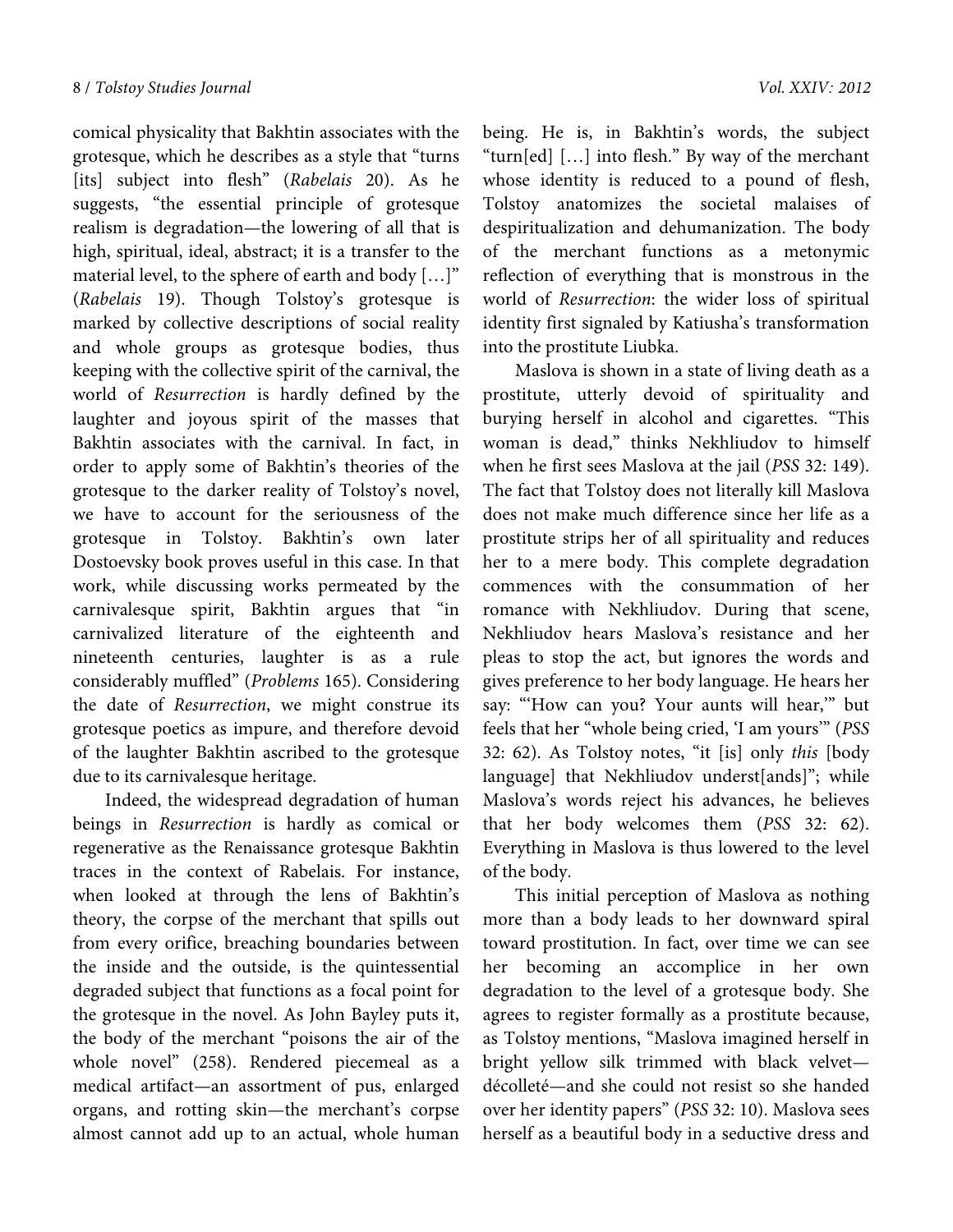comical physicality that Bakhtin associates with the grotesque, which he describes as a style that "turns [its] subject into flesh" (*Rabelais* 20). As he suggests, "the essential principle of grotesque realism is degradation—the lowering of all that is high, spiritual, ideal, abstract; it is a transfer to the material level, to the sphere of earth and body […]" (*Rabelais* 19). Though Tolstoy's grotesque is marked by collective descriptions of social reality and whole groups as grotesque bodies, thus keeping with the collective spirit of the carnival, the world of *Resurrection* is hardly defined by the laughter and joyous spirit of the masses that Bakhtin associates with the carnival. In fact, in order to apply some of Bakhtin's theories of the grotesque to the darker reality of Tolstoy's novel, we have to account for the seriousness of the grotesque in Tolstoy. Bakhtin's own later Dostoevsky book proves useful in this case. In that work, while discussing works permeated by the carnivalesque spirit, Bakhtin argues that "in carnivalized literature of the eighteenth and nineteenth centuries, laughter is as a rule considerably muffled" (*Problems* 165). Considering the date of *Resurrection*, we might construe its grotesque poetics as impure, and therefore devoid of the laughter Bakhtin ascribed to the grotesque due to its carnivalesque heritage.

Indeed, the widespread degradation of human beings in *Resurrection* is hardly as comical or regenerative as the Renaissance grotesque Bakhtin traces in the context of Rabelais. For instance, when looked at through the lens of Bakhtin's theory, the corpse of the merchant that spills out from every orifice, breaching boundaries between the inside and the outside, is the quintessential degraded subject that functions as a focal point for the grotesque in the novel. As John Bayley puts it, the body of the merchant "poisons the air of the whole novel" (258). Rendered piecemeal as a medical artifact—an assortment of pus, enlarged organs, and rotting skin—the merchant's corpse almost cannot add up to an actual, whole human being. He is, in Bakhtin's words, the subject "turn[ed] […] into flesh." By way of the merchant whose identity is reduced to a pound of flesh, Tolstoy anatomizes the societal malaises of despiritualization and dehumanization. The body of the merchant functions as a metonymic reflection of everything that is monstrous in the world of *Resurrection*: the wider loss of spiritual identity first signaled by Katiusha's transformation into the prostitute Liubka.

Maslova is shown in a state of living death as a prostitute, utterly devoid of spirituality and burying herself in alcohol and cigarettes. "This woman is dead," thinks Nekhliudov to himself when he first sees Maslova at the jail (*PSS* 32: 149). The fact that Tolstoy does not literally kill Maslova does not make much difference since her life as a prostitute strips her of all spirituality and reduces her to a mere body. This complete degradation commences with the consummation of her romance with Nekhliudov. During that scene, Nekhliudov hears Maslova's resistance and her pleas to stop the act, but ignores the words and gives preference to her body language. He hears her say: "'How can you? Your aunts will hear,'" but feels that her "whole being cried, 'I am yours'" (*PSS* 32: 62). As Tolstoy notes, "it [is] only *this* [body language] that Nekhliudov underst[ands]"; while Maslova's words reject his advances, he believes that her body welcomes them (*PSS* 32: 62). Everything in Maslova is thus lowered to the level of the body.

This initial perception of Maslova as nothing more than a body leads to her downward spiral toward prostitution. In fact, over time we can see her becoming an accomplice in her own degradation to the level of a grotesque body. She agrees to register formally as a prostitute because, as Tolstoy mentions, "Maslova imagined herself in bright yellow silk trimmed with black velvet—décolleté—and she could not resist so she handed over her identity papers" (*PSS* 32: 10). Maslova sees herself as a beautiful body in a seductive dress and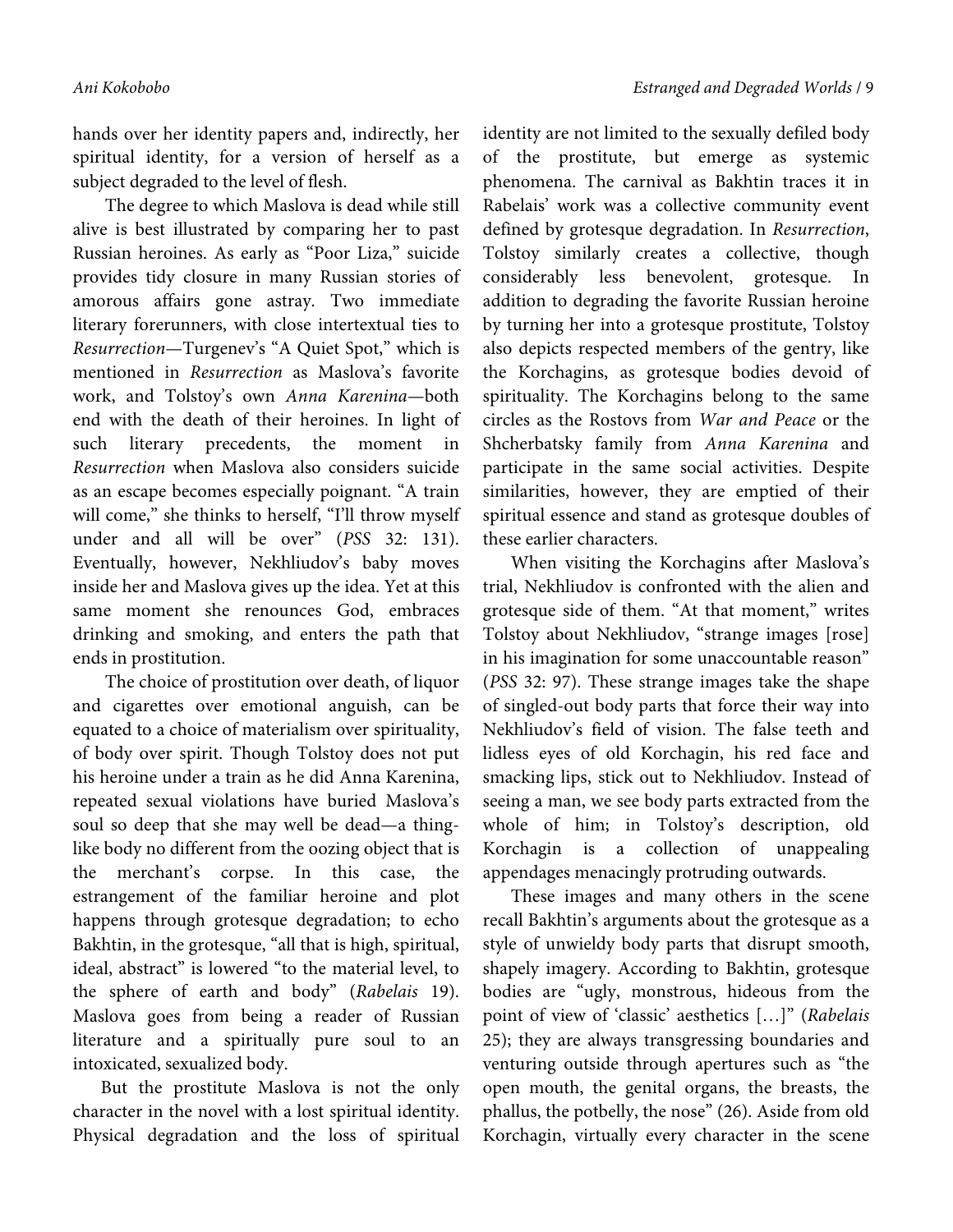hands over her identity papers and, indirectly, her spiritual identity, for a version of herself as a subject degraded to the level of flesh.

The degree to which Maslova is dead while still alive is best illustrated by comparing her to past Russian heroines. As early as "Poor Liza," suicide provides tidy closure in many Russian stories of amorous affairs gone astray. Two immediate literary forerunners, with close intertextual ties to *Resurrection*—Turgenev's "A Quiet Spot," which is mentioned in *Resurrection* as Maslova's favorite work, and Tolstoy's own *Anna Karenina*—both end with the death of their heroines. In light of such literary precedents, the moment in *Resurrection* when Maslova also considers suicide as an escape becomes especially poignant. "A train will come," she thinks to herself, "I'll throw myself under and all will be over" (*PSS* 32: 131). Eventually, however, Nekhliudov's baby moves inside her and Maslova gives up the idea. Yet at this same moment she renounces God, embraces drinking and smoking, and enters the path that ends in prostitution.

The choice of prostitution over death, of liquor and cigarettes over emotional anguish, can be equated to a choice of materialism over spirituality, of body over spirit. Though Tolstoy does not put his heroine under a train as he did Anna Karenina, repeated sexual violations have buried Maslova's soul so deep that she may well be dead—a thing-like body no different from the oozing object that is the merchant's corpse. In this case, the estrangement of the familiar heroine and plot happens through grotesque degradation; to echo Bakhtin, in the grotesque, "all that is high, spiritual, ideal, abstract" is lowered "to the material level, to the sphere of earth and body" (*Rabelais* 19). Maslova goes from being a reader of Russian literature and a spiritually pure soul to an intoxicated, sexualized body.

But the prostitute Maslova is not the only character in the novel with a lost spiritual identity. Physical degradation and the loss of spiritual identity are not limited to the sexually defiled body of the prostitute, but emerge as systemic phenomena. The carnival as Bakhtin traces it in Rabelais' work was a collective community event defined by grotesque degradation. In *Resurrection*, Tolstoy similarly creates a collective, though considerably less benevolent, grotesque. In addition to degrading the favorite Russian heroine by turning her into a grotesque prostitute, Tolstoy also depicts respected members of the gentry, like the Korchagins, as grotesque bodies devoid of spirituality. The Korchagins belong to the same circles as the Rostovs from *War and Peace* or the Shcherbatsky family from *Anna Karenina* and participate in the same social activities. Despite similarities, however, they are emptied of their spiritual essence and stand as grotesque doubles of these earlier characters.

When visiting the Korchagins after Maslova's trial, Nekhliudov is confronted with the alien and grotesque side of them. "At that moment," writes Tolstoy about Nekhliudov, "strange images [rose] in his imagination for some unaccountable reason" (*PSS* 32: 97). These strange images take the shape of singled-out body parts that force their way into Nekhliudov's field of vision. The false teeth and lidless eyes of old Korchagin, his red face and smacking lips, stick out to Nekhliudov. Instead of seeing a man, we see body parts extracted from the whole of him; in Tolstoy's description, old Korchagin is a collection of unappealing appendages menacingly protruding outwards.

These images and many others in the scene recall Bakhtin's arguments about the grotesque as a style of unwieldy body parts that disrupt smooth, shapely imagery. According to Bakhtin, grotesque bodies are "ugly, monstrous, hideous from the point of view of 'classic' aesthetics […]" (*Rabelais* 25); they are always transgressing boundaries and venturing outside through apertures such as "the open mouth, the genital organs, the breasts, the phallus, the potbelly, the nose" (26). Aside from old Korchagin, virtually every character in the scene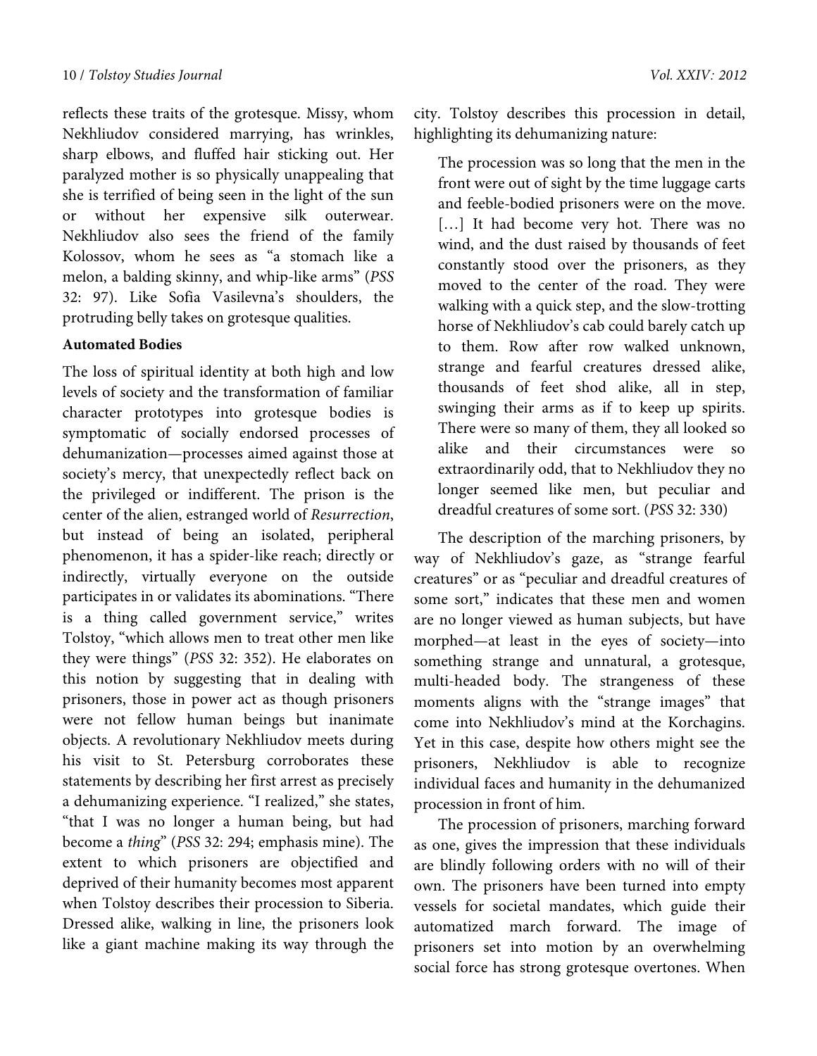reflects these traits of the grotesque. Missy, whom Nekhliudov considered marrying, has wrinkles, sharp elbows, and fluffed hair sticking out. Her paralyzed mother is so physically unappealing that she is terrified of being seen in the light of the sun or without her expensive silk outerwear. Nekhliudov also sees the friend of the family Kolossov, whom he sees as "a stomach like a melon, a balding skinny, and whip-like arms" (*PSS* 32: 97). Like Sofia Vasilevna's shoulders, the protruding belly takes on grotesque qualities.

**Automated Bodies**

The loss of spiritual identity at both high and low levels of society and the transformation of familiar character prototypes into grotesque bodies is symptomatic of socially endorsed processes of dehumanization—processes aimed against those at society's mercy, that unexpectedly reflect back on the privileged or indifferent. The prison is the center of the alien, estranged world of *Resurrection*, but instead of being an isolated, peripheral phenomenon, it has a spider-like reach; directly or indirectly, virtually everyone on the outside participates in or validates its abominations. "There is a thing called government service," writes Tolstoy, "which allows men to treat other men like they were things" (*PSS* 32: 352). He elaborates on this notion by suggesting that in dealing with prisoners, those in power act as though prisoners were not fellow human beings but inanimate objects. A revolutionary Nekhliudov meets during his visit to St. Petersburg corroborates these statements by describing her first arrest as precisely a dehumanizing experience. "I realized," she states, "that I was no longer a human being, but had become a *thing*" (*PSS* 32: 294; emphasis mine). The extent to which prisoners are objectified and deprived of their humanity becomes most apparent when Tolstoy describes their procession to Siberia. Dressed alike, walking in line, the prisoners look like a giant machine making its way through the city. Tolstoy describes this procession in detail, highlighting its dehumanizing nature:

> The procession was so long that the men in the front were out of sight by the time luggage carts and feeble-bodied prisoners were on the move. […] It had become very hot. There was no wind, and the dust raised by thousands of feet constantly stood over the prisoners, as they moved to the center of the road. They were walking with a quick step, and the slow-trotting horse of Nekhliudov's cab could barely catch up to them. Row after row walked unknown, strange and fearful creatures dressed alike, thousands of feet shod alike, all in step, swinging their arms as if to keep up spirits. There were so many of them, they all looked so alike and their circumstances were so extraordinarily odd, that to Nekhliudov they no longer seemed like men, but peculiar and dreadful creatures of some sort. (*PSS* 32: 330)

The description of the marching prisoners, by way of Nekhliudov's gaze, as "strange fearful creatures" or as "peculiar and dreadful creatures of some sort," indicates that these men and women are no longer viewed as human subjects, but have morphed—at least in the eyes of society—into something strange and unnatural, a grotesque, multi-headed body. The strangeness of these moments aligns with the "strange images" that come into Nekhliudov's mind at the Korchagins. Yet in this case, despite how others might see the prisoners, Nekhliudov is able to recognize individual faces and humanity in the dehumanized procession in front of him.

The procession of prisoners, marching forward as one, gives the impression that these individuals are blindly following orders with no will of their own. The prisoners have been turned into empty vessels for societal mandates, which guide their automatized march forward. The image of prisoners set into motion by an overwhelming social force has strong grotesque overtones. When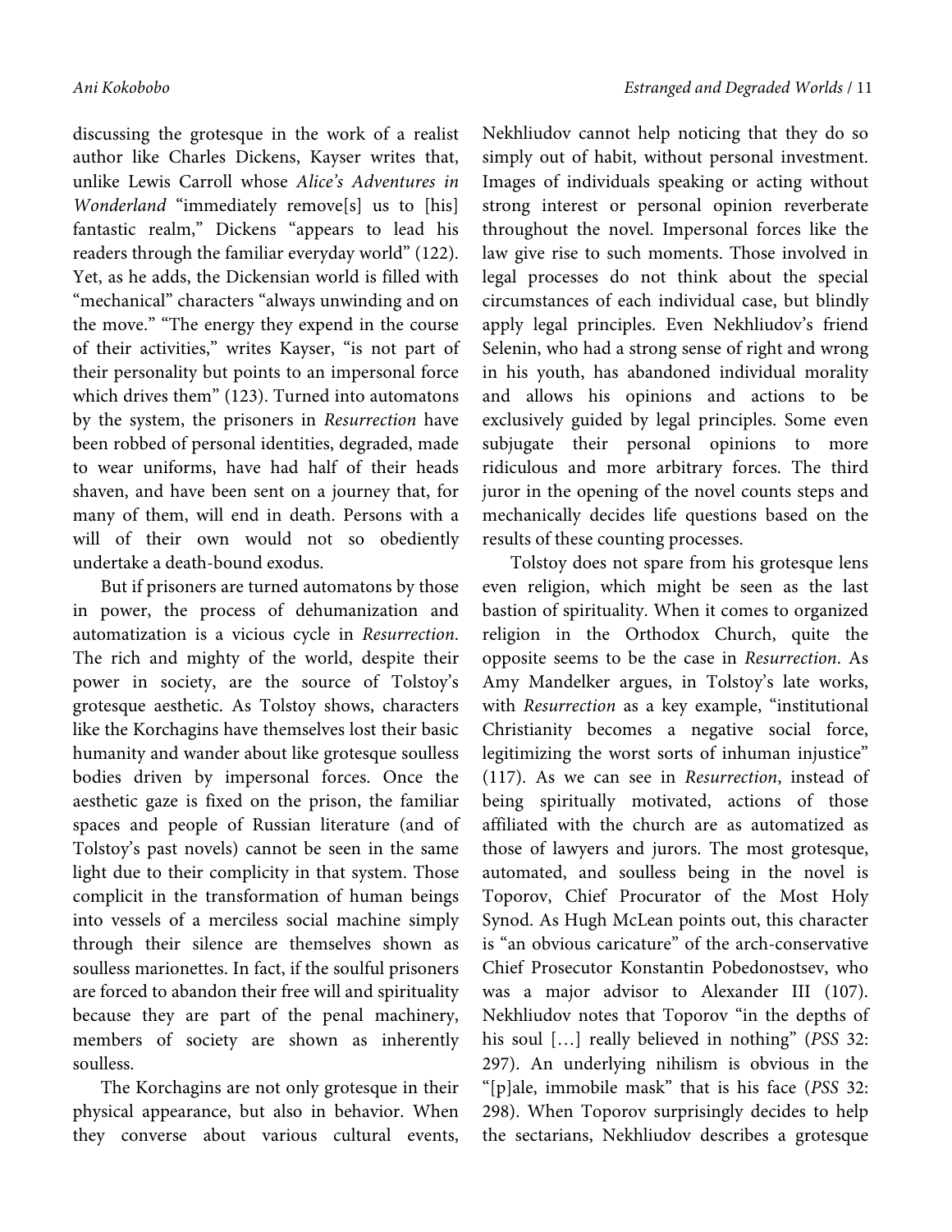discussing the grotesque in the work of a realist author like Charles Dickens, Kayser writes that, unlike Lewis Carroll whose *Alice's Adventures in Wonderland* "immediately remove[s] us to [his] fantastic realm," Dickens "appears to lead his readers through the familiar everyday world" (122). Yet, as he adds, the Dickensian world is filled with "mechanical" characters "always unwinding and on the move." "The energy they expend in the course of their activities," writes Kayser, "is not part of their personality but points to an impersonal force which drives them" (123). Turned into automatons by the system, the prisoners in *Resurrection* have been robbed of personal identities, degraded, made to wear uniforms, have had half of their heads shaven, and have been sent on a journey that, for many of them, will end in death. Persons with a will of their own would not so obediently undertake a death-bound exodus.

But if prisoners are turned automatons by those in power, the process of dehumanization and automatization is a vicious cycle in *Resurrection*. The rich and mighty of the world, despite their power in society, are the source of Tolstoy's grotesque aesthetic. As Tolstoy shows, characters like the Korchagins have themselves lost their basic humanity and wander about like grotesque soulless bodies driven by impersonal forces. Once the aesthetic gaze is fixed on the prison, the familiar spaces and people of Russian literature (and of Tolstoy's past novels) cannot be seen in the same light due to their complicity in that system. Those complicit in the transformation of human beings into vessels of a merciless social machine simply through their silence are themselves shown as soulless marionettes. In fact, if the soulful prisoners are forced to abandon their free will and spirituality because they are part of the penal machinery, members of society are shown as inherently soulless.

The Korchagins are not only grotesque in their physical appearance, but also in behavior. When they converse about various cultural events, Nekhliudov cannot help noticing that they do so simply out of habit, without personal investment. Images of individuals speaking or acting without strong interest or personal opinion reverberate throughout the novel. Impersonal forces like the law give rise to such moments. Those involved in legal processes do not think about the special circumstances of each individual case, but blindly apply legal principles. Even Nekhliudov's friend Selenin, who had a strong sense of right and wrong in his youth, has abandoned individual morality and allows his opinions and actions to be exclusively guided by legal principles. Some even subjugate their personal opinions to more ridiculous and more arbitrary forces. The third juror in the opening of the novel counts steps and mechanically decides life questions based on the results of these counting processes.

Tolstoy does not spare from his grotesque lens even religion, which might be seen as the last bastion of spirituality. When it comes to organized religion in the Orthodox Church, quite the opposite seems to be the case in *Resurrection*. As Amy Mandelker argues, in Tolstoy's late works, with *Resurrection* as a key example, "institutional Christianity becomes a negative social force, legitimizing the worst sorts of inhuman injustice" (117). As we can see in *Resurrection*, instead of being spiritually motivated, actions of those affiliated with the church are as automatized as those of lawyers and jurors. The most grotesque, automated, and soulless being in the novel is Toporov, Chief Procurator of the Most Holy Synod. As Hugh McLean points out, this character is "an obvious caricature" of the arch-conservative Chief Prosecutor Konstantin Pobedonostsev, who was a major advisor to Alexander III (107). Nekhliudov notes that Toporov "in the depths of his soul […] really believed in nothing" (*PSS* 32: 297). An underlying nihilism is obvious in the "[p]ale, immobile mask" that is his face (*PSS* 32: 298). When Toporov surprisingly decides to help the sectarians, Nekhliudov describes a grotesque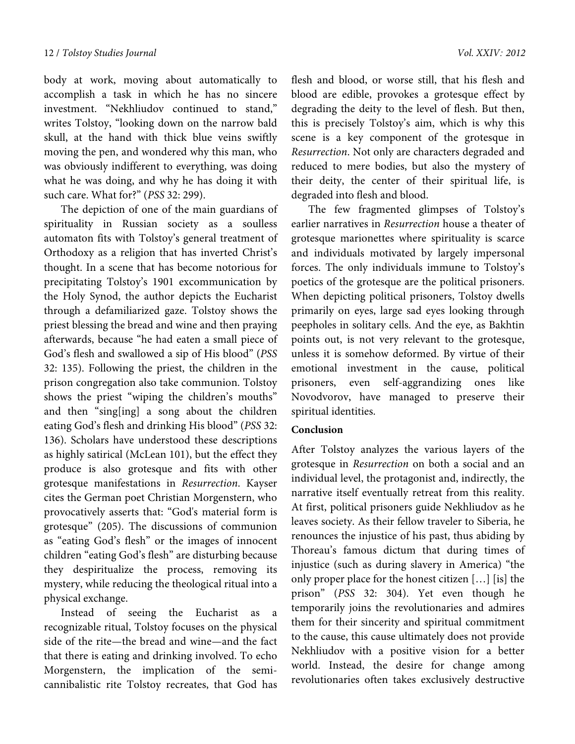body at work, moving about automatically to accomplish a task in which he has no sincere investment. "Nekhliudov continued to stand," writes Tolstoy, "looking down on the narrow bald skull, at the hand with thick blue veins swiftly moving the pen, and wondered why this man, who was obviously indifferent to everything, was doing what he was doing, and why he has doing it with such care. What for?" (*PSS* 32: 299).

The depiction of one of the main guardians of spirituality in Russian society as a soulless automaton fits with Tolstoy's general treatment of Orthodoxy as a religion that has inverted Christ's thought. In a scene that has become notorious for precipitating Tolstoy's 1901 excommunication by the Holy Synod, the author depicts the Eucharist through a defamiliarized gaze. Tolstoy shows the priest blessing the bread and wine and then praying afterwards, because "he had eaten a small piece of God's flesh and swallowed a sip of His blood" (*PSS* 32: 135). Following the priest, the children in the prison congregation also take communion. Tolstoy shows the priest "wiping the children's mouths" and then "sing[ing] a song about the children eating God's flesh and drinking His blood" (*PSS* 32: 136). Scholars have understood these descriptions as highly satirical (McLean 101), but the effect they produce is also grotesque and fits with other grotesque manifestations in *Resurrection*. Kayser cites the German poet Christian Morgenstern, who provocatively asserts that: "God's material form is grotesque" (205). The discussions of communion as "eating God's flesh" or the images of innocent children "eating God's flesh" are disturbing because they despiritualize the process, removing its mystery, while reducing the theological ritual into a physical exchange.

Instead of seeing the Eucharist as a recognizable ritual, Tolstoy focuses on the physical side of the rite—the bread and wine—and the fact that there is eating and drinking involved. To echo Morgenstern, the implication of the semi-cannibalistic rite Tolstoy recreates, that God has flesh and blood, or worse still, that his flesh and blood are edible, provokes a grotesque effect by degrading the deity to the level of flesh. But then, this is precisely Tolstoy's aim, which is why this scene is a key component of the grotesque in *Resurrection*. Not only are characters degraded and reduced to mere bodies, but also the mystery of their deity, the center of their spiritual life, is degraded into flesh and blood.

The few fragmented glimpses of Tolstoy's earlier narratives in *Resurrection* house a theater of grotesque marionettes where spirituality is scarce and individuals motivated by largely impersonal forces. The only individuals immune to Tolstoy's poetics of the grotesque are the political prisoners. When depicting political prisoners, Tolstoy dwells primarily on eyes, large sad eyes looking through peepholes in solitary cells. And the eye, as Bakhtin points out, is not very relevant to the grotesque, unless it is somehow deformed. By virtue of their emotional investment in the cause, political prisoners, even self-aggrandizing ones like Novodvorov, have managed to preserve their spiritual identities.

## Conclusion

After Tolstoy analyzes the various layers of the grotesque in *Resurrection* on both a social and an individual level, the protagonist and, indirectly, the narrative itself eventually retreat from this reality. At first, political prisoners guide Nekhliudov as he leaves society. As their fellow traveler to Siberia, he renounces the injustice of his past, thus abiding by Thoreau's famous dictum that during times of injustice (such as during slavery in America) "the only proper place for the honest citizen […] [is] the prison" (*PSS* 32: 304). Yet even though he temporarily joins the revolutionaries and admires them for their sincerity and spiritual commitment to the cause, this cause ultimately does not provide Nekhliudov with a positive vision for a better world. Instead, the desire for change among revolutionaries often takes exclusively destructive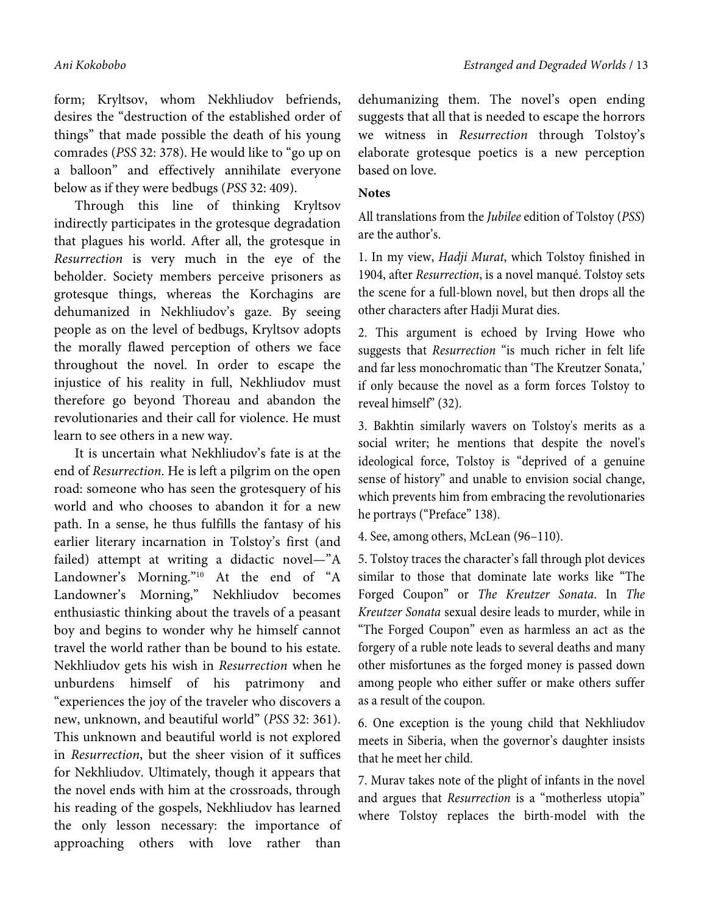form; Kryltsov, whom Nekhliudov befriends, desires the "destruction of the established order of things" that made possible the death of his young comrades (*PSS* 32: 378). He would like to "go up on a balloon" and effectively annihilate everyone below as if they were bedbugs (*PSS* 32: 409).

Through this line of thinking Kryltsov indirectly participates in the grotesque degradation that plagues his world. After all, the grotesque in *Resurrection* is very much in the eye of the beholder. Society members perceive prisoners as grotesque things, whereas the Korchagins are dehumanized in Nekhliudov's gaze. By seeing people as on the level of bedbugs, Kryltsov adopts the morally flawed perception of others we face throughout the novel. In order to escape the injustice of his reality in full, Nekhliudov must therefore go beyond Thoreau and abandon the revolutionaries and their call for violence. He must learn to see others in a new way.

It is uncertain what Nekhliudov's fate is at the end of *Resurrection*. He is left a pilgrim on the open road: someone who has seen the grotesquery of his world and who chooses to abandon it for a new path. In a sense, he thus fulfills the fantasy of his earlier literary incarnation in Tolstoy's first (and failed) attempt at writing a didactic novel—"A Landowner's Morning."[10] At the end of "A Landowner's Morning," Nekhliudov becomes enthusiastic thinking about the travels of a peasant boy and begins to wonder why he himself cannot travel the world rather than be bound to his estate. Nekhliudov gets his wish in *Resurrection* when he unburdens himself of his patrimony and "experiences the joy of the traveler who discovers a new, unknown, and beautiful world" (*PSS* 32: 361). This unknown and beautiful world is not explored in *Resurrection*, but the sheer vision of it suffices for Nekhliudov. Ultimately, though it appears that the novel ends with him at the crossroads, through his reading of the gospels, Nekhliudov has learned the only lesson necessary: the importance of approaching others with love rather than dehumanizing them. The novel's open ending suggests that all that is needed to escape the horrors we witness in *Resurrection* through Tolstoy's elaborate grotesque poetics is a new perception based on love.

**Notes**

All translations from the *Jubilee* edition of Tolstoy (*PSS*) are the author's.

1. In my view, *Hadji Murat*, which Tolstoy finished in 1904, after *Resurrection*, is a novel manqué. Tolstoy sets the scene for a full-blown novel, but then drops all the other characters after Hadji Murat dies.

2. This argument is echoed by Irving Howe who suggests that *Resurrection* "is much richer in felt life and far less monochromatic than 'The Kreutzer Sonata,' if only because the novel as a form forces Tolstoy to reveal himself" (32).

3. Bakhtin similarly wavers on Tolstoy's merits as a social writer; he mentions that despite the novel's ideological force, Tolstoy is "deprived of a genuine sense of history" and unable to envision social change, which prevents him from embracing the revolutionaries he portrays ("Preface" 138).

4. See, among others, McLean (96–110).

5. Tolstoy traces the character's fall through plot devices similar to those that dominate late works like "The Forged Coupon" or *The Kreutzer Sonata*. In *The Kreutzer Sonata* sexual desire leads to murder, while in "The Forged Coupon" even as harmless an act as the forgery of a ruble note leads to several deaths and many other misfortunes as the forged money is passed down among people who either suffer or make others suffer as a result of the coupon.

6. One exception is the young child that Nekhliudov meets in Siberia, when the governor's daughter insists that he meet her child.

7. Murav takes note of the plight of infants in the novel and argues that *Resurrection* is a "motherless utopia" where Tolstoy replaces the birth-model with the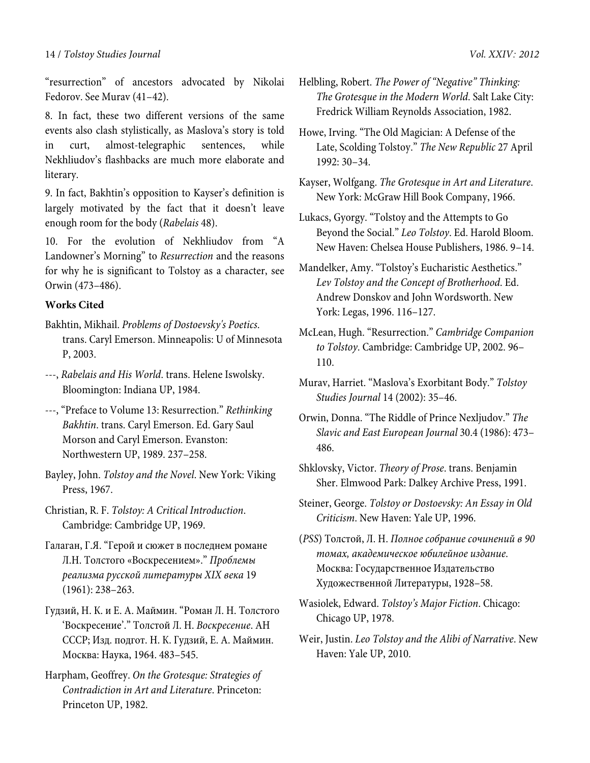"resurrection" of ancestors advocated by Nikolai Fedorov. See Murav (41–42).

8. In fact, these two different versions of the same events also clash stylistically, as Maslova's story is told in curt, almost-telegraphic sentences, while Nekhliudov's flashbacks are much more elaborate and literary.

9. In fact, Bakhtin's opposition to Kayser's definition is largely motivated by the fact that it doesn't leave enough room for the body (*Rabelais* 48).

10. For the evolution of Nekhliudov from "A Landowner's Morning" to *Resurrection* and the reasons for why he is significant to Tolstoy as a character, see Orwin (473–486).

### Works Cited

Bakhtin, Mikhail. *Problems of Dostoevsky's Poetics*. trans. Caryl Emerson. Minneapolis: U of Minnesota P, 2003.

---, *Rabelais and His World*. trans. Helene Iswolsky. Bloomington: Indiana UP, 1984.

---, "Preface to Volume 13: Resurrection." *Rethinking Bakhtin*. trans. Caryl Emerson. Ed. Gary Saul Morson and Caryl Emerson. Evanston: Northwestern UP, 1989. 237–258.

Bayley, John. *Tolstoy and the Novel*. New York: Viking Press, 1967.

Christian, R. F. *Tolstoy: A Critical Introduction*. Cambridge: Cambridge UP, 1969.

Галаган, Г.Я. "Герой и сюжет в последнем романе Л.Н. Толстого «Воскресением»." *Проблемы реализма русской литературы XIX века* 19 (1961): 238–263.

Гудзий, Н. К. и Е. А. Маймин. "Роман Л. Н. Толстого 'Воскресение'." Толстой Л. Н. *Воскресение*. АН СССР; Изд. подгот. Н. К. Гудзий, Е. А. Маймин. Москва: Наука, 1964. 483–545.

Harpham, Geoffrey. *On the Grotesque: Strategies of Contradiction in Art and Literature*. Princeton: Princeton UP, 1982.

Helbling, Robert. *The Power of "Negative" Thinking: The Grotesque in the Modern World*. Salt Lake City: Fredrick William Reynolds Association, 1982.

Howe, Irving. "The Old Magician: A Defense of the Late, Scolding Tolstoy." *The New Republic* 27 April 1992: 30–34.

Kayser, Wolfgang. *The Grotesque in Art and Literature*. New York: McGraw Hill Book Company, 1966.

Lukacs, Gyorgy. "Tolstoy and the Attempts to Go Beyond the Social." *Leo Tolstoy*. Ed. Harold Bloom. New Haven: Chelsea House Publishers, 1986. 9–14.

Mandelker, Amy. "Tolstoy's Eucharistic Aesthetics." *Lev Tolstoy and the Concept of Brotherhood*. Ed. Andrew Donskov and John Wordsworth. New York: Legas, 1996. 116–127.

McLean, Hugh. "Resurrection." *Cambridge Companion to Tolstoy*. Cambridge: Cambridge UP, 2002. 96–110.

Murav, Harriet. "Maslova's Exorbitant Body." *Tolstoy Studies Journal* 14 (2002): 35–46.

Orwin, Donna. "The Riddle of Prince Nexljudov." *The Slavic and East European Journal* 30.4 (1986): 473–486.

Shklovsky, Victor. *Theory of Prose*. trans. Benjamin Sher. Elmwood Park: Dalkey Archive Press, 1991.

Steiner, George. *Tolstoy or Dostoevsky: An Essay in Old Criticism*. New Haven: Yale UP, 1996.

(*PSS*) Толстой, Л. Н. *Полное собрание сочинений в 90 томах, академическое юбилейное издание*. Москва: Государственное Издательство Художественной Литературы, 1928–58.

Wasiolek, Edward. *Tolstoy's Major Fiction*. Chicago: Chicago UP, 1978.

Weir, Justin. *Leo Tolstoy and the Alibi of Narrative*. New Haven: Yale UP, 2010.